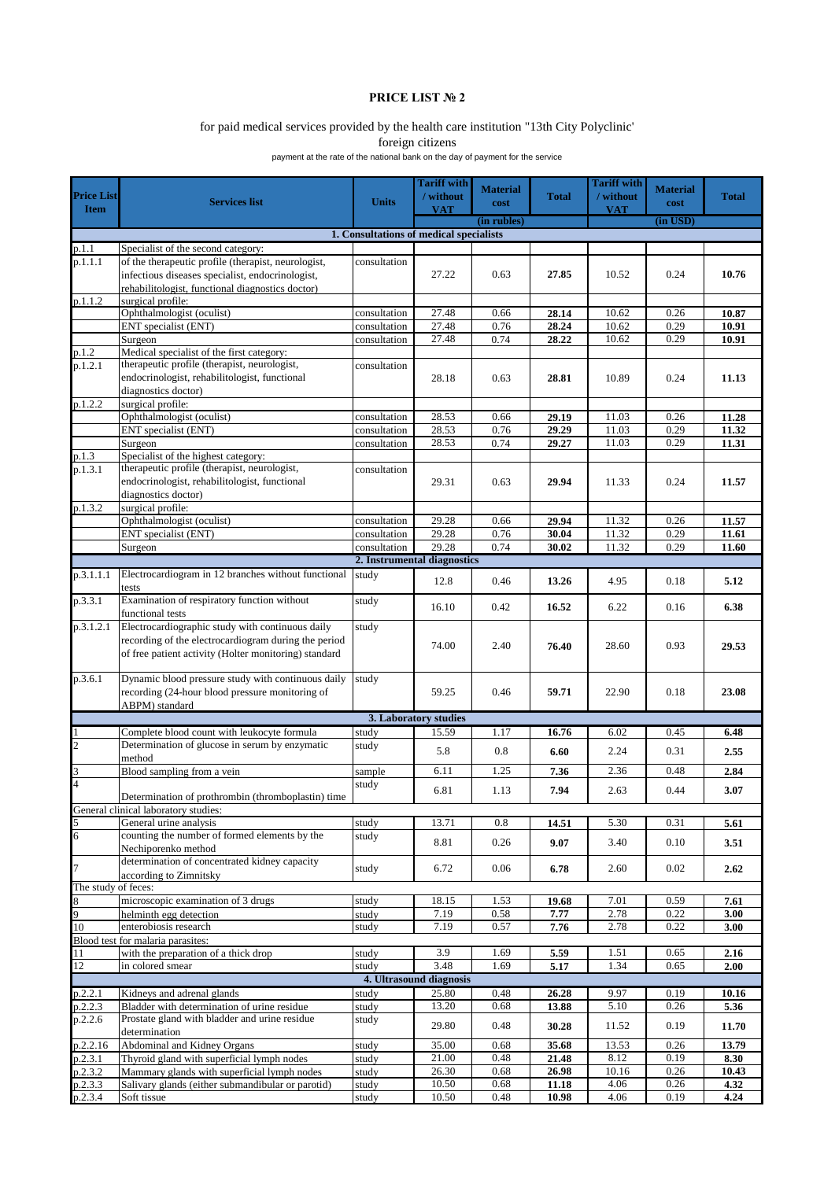# PRICE LIST № 2

for paid medical services provided by the health care institution "13th City Polyclinic'

foreign citizens

payment at the rate of the national bank on the day of payment for the service

| Price List Item | Services list | Units | Tariff with / without VAT | Material cost | Total | Tariff with / without VAT | Material cost | Total |
|---|---|---|---|---|---|---|---|---|
| | | | (in rubles) | | | (in USD) | | |
| **1. Consultations of medical specialists** | | | | | | | | |
| p.1.1 | Specialist of the second category: | | | | | | | |
| p.1.1.1 | of the therapeutic profile (therapist, neurologist, infectious diseases specialist, endocrinologist, rehabilitologist, functional diagnostics doctor) | consultation | 27.22 | 0.63 | **27.85** | 10.52 | 0.24 | **10.76** |
| p.1.1.2 | surgical profile: | | | | | | | |
| | Ophthalmologist (oculist) | consultation | 27.48 | 0.66 | **28.14** | 10.62 | 0.26 | **10.87** |
| | ENT specialist (ENT) | consultation | 27.48 | 0.76 | **28.24** | 10.62 | 0.29 | **10.91** |
| | Surgeon | consultation | 27.48 | 0.74 | **28.22** | 10.62 | 0.29 | **10.91** |
| p.1.2 | Medical specialist of the first category: | | | | | | | |
| p.1.2.1 | therapeutic profile (therapist, neurologist, endocrinologist, rehabilitologist, functional diagnostics doctor) | consultation | 28.18 | 0.63 | **28.81** | 10.89 | 0.24 | **11.13** |
| p.1.2.2 | surgical profile: | | | | | | | |
| | Ophthalmologist (oculist) | consultation | 28.53 | 0.66 | **29.19** | 11.03 | 0.26 | **11.28** |
| | ENT specialist (ENT) | consultation | 28.53 | 0.76 | **29.29** | 11.03 | 0.29 | **11.32** |
| | Surgeon | consultation | 28.53 | 0.74 | **29.27** | 11.03 | 0.29 | **11.31** |
| p.1.3 | Specialist of the highest category: | | | | | | | |
| p.1.3.1 | therapeutic profile (therapist, neurologist, endocrinologist, rehabilitologist, functional diagnostics doctor) | consultation | 29.31 | 0.63 | **29.94** | 11.33 | 0.24 | **11.57** |
| p.1.3.2 | surgical profile: | | | | | | | |
| | Ophthalmologist (oculist) | consultation | 29.28 | 0.66 | **29.94** | 11.32 | 0.26 | **11.57** |
| | ENT specialist (ENT) | consultation | 29.28 | 0.76 | **30.04** | 11.32 | 0.29 | **11.61** |
| | Surgeon | consultation | 29.28 | 0.74 | **30.02** | 11.32 | 0.29 | **11.60** |
| **2. Instrumental diagnostics** | | | | | | | | |
| p.3.1.1.1 | Electrocardiogram in 12 branches without functional tests | study | 12.8 | 0.46 | **13.26** | 4.95 | 0.18 | **5.12** |
| p.3.3.1 | Examination of respiratory function without functional tests | study | 16.10 | 0.42 | **16.52** | 6.22 | 0.16 | **6.38** |
| p.3.1.2.1 | Electrocardiographic study with continuous daily recording of the electrocardiogram during the period of free patient activity (Holter monitoring) standard | study | 74.00 | 2.40 | **76.40** | 28.60 | 0.93 | **29.53** |
| p.3.6.1 | Dynamic blood pressure study with continuous daily recording (24-hour blood pressure monitoring of ABPM) standard | study | 59.25 | 0.46 | **59.71** | 22.90 | 0.18 | **23.08** |
| **3. Laboratory studies** | | | | | | | | |
| 1 | Complete blood count with leukocyte formula | study | 15.59 | 1.17 | **16.76** | 6.02 | 0.45 | **6.48** |
| 2 | Determination of glucose in serum by enzymatic method | study | 5.8 | 0.8 | **6.60** | 2.24 | 0.31 | **2.55** |
| 3 | Blood sampling from a vein | sample | 6.11 | 1.25 | **7.36** | 2.36 | 0.48 | **2.84** |
| 4 | Determination of prothrombin (thromboplastin) time | study | 6.81 | 1.13 | **7.94** | 2.63 | 0.44 | **3.07** |
| General clinical laboratory studies: | | | | | | | | |
| 5 | General urine analysis | study | 13.71 | 0.8 | **14.51** | 5.30 | 0.31 | **5.61** |
| 6 | counting the number of formed elements by the Nechiporenko method | study | 8.81 | 0.26 | **9.07** | 3.40 | 0.10 | **3.51** |
| 7 | determination of concentrated kidney capacity according to Zimnitsky | study | 6.72 | 0.06 | **6.78** | 2.60 | 0.02 | **2.62** |
| The study of feces: | | | | | | | | |
| 8 | microscopic examination of 3 drugs | study | 18.15 | 1.53 | **19.68** | 7.01 | 0.59 | **7.61** |
| 9 | helminth egg detection | study | 7.19 | 0.58 | **7.77** | 2.78 | 0.22 | **3.00** |
| 10 | enterobiosis research | study | 7.19 | 0.57 | **7.76** | 2.78 | 0.22 | **3.00** |
| Blood test for malaria parasites: | | | | | | | | |
| 11 | with the preparation of a thick drop | study | 3.9 | 1.69 | **5.59** | 1.51 | 0.65 | **2.16** |
| 12 | in colored smear | study | 3.48 | 1.69 | **5.17** | 1.34 | 0.65 | **2.00** |
| **4. Ultrasound diagnosis** | | | | | | | | |
| p.2.2.1 | Kidneys and adrenal glands | study | 25.80 | 0.48 | **26.28** | 9.97 | 0.19 | **10.16** |
| p.2.2.3 | Bladder with determination of urine residue | study | 13.20 | 0.68 | **13.88** | 5.10 | 0.26 | **5.36** |
| p.2.2.6 | Prostate gland with bladder and urine residue determination | study | 29.80 | 0.48 | **30.28** | 11.52 | 0.19 | **11.70** |
| p.2.2.16 | Abdominal and Kidney Organs | study | 35.00 | 0.68 | **35.68** | 13.53 | 0.26 | **13.79** |
| p.2.3.1 | Thyroid gland with superficial lymph nodes | study | 21.00 | 0.48 | **21.48** | 8.12 | 0.19 | **8.30** |
| p.2.3.2 | Mammary glands with superficial lymph nodes | study | 26.30 | 0.68 | **26.98** | 10.16 | 0.26 | **10.43** |
| p.2.3.3 | Salivary glands (either submandibular or parotid) | study | 10.50 | 0.68 | **11.18** | 4.06 | 0.26 | **4.32** |
| p.2.3.4 | Soft tissue | study | 10.50 | 0.48 | **10.98** | 4.06 | 0.19 | **4.24** |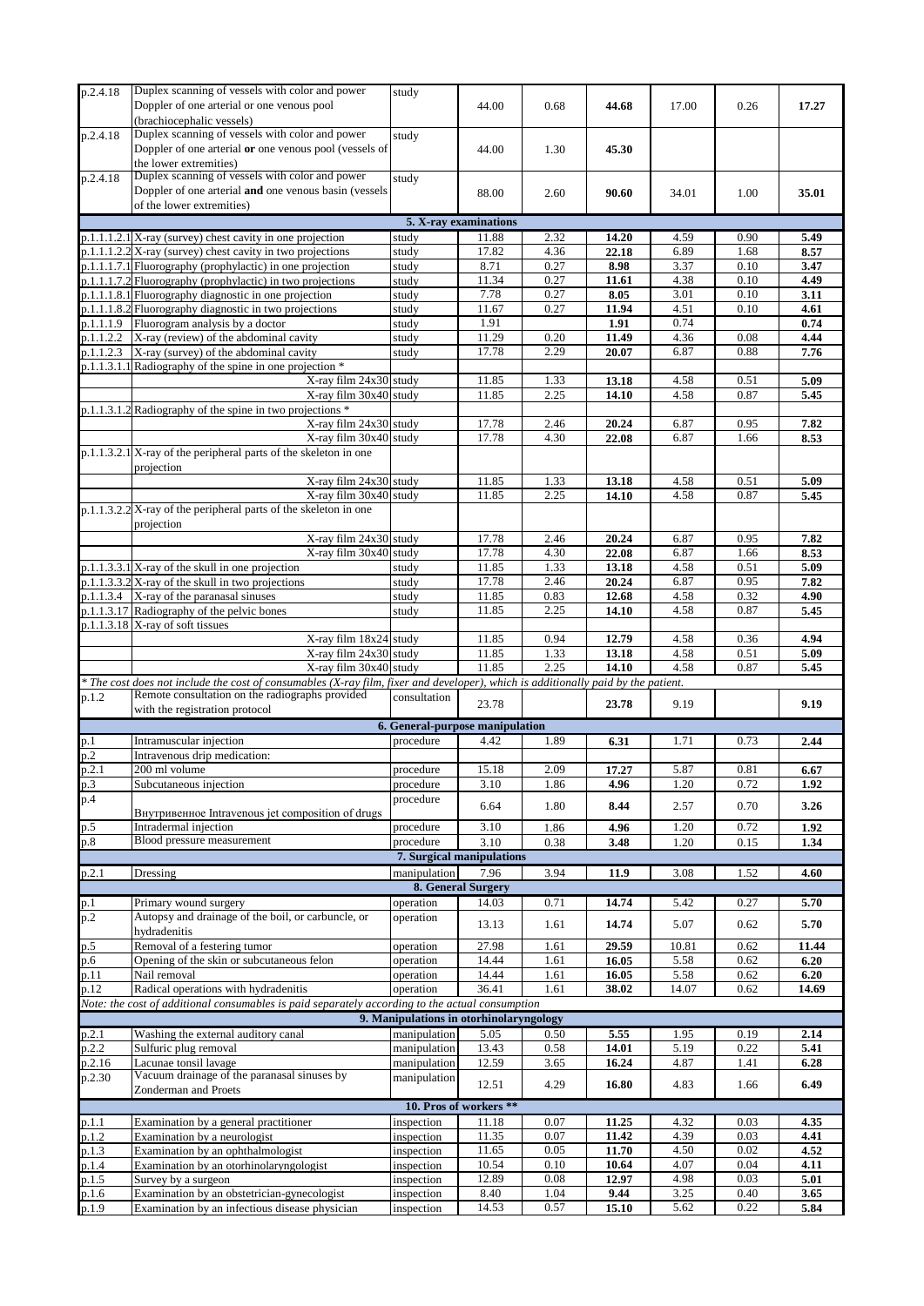| | | | | | | | | |
|---|---|---|---|---|---|---|---|---|
| p.2.4.18 | Duplex scanning of vessels with color and power Doppler of one arterial or one venous pool (brachiocephalic vessels) | study | 44.00 | 0.68 | **44.68** | 17.00 | 0.26 | **17.27** |
| p.2.4.18 | Duplex scanning of vessels with color and power Doppler of one arterial **or** one venous pool (vessels of the lower extremities) | study | 44.00 | 1.30 | **45.30** | | | |
| p.2.4.18 | Duplex scanning of vessels with color and power Doppler of one arterial **and** one venous basin (vessels of the lower extremities) | study | 88.00 | 2.60 | **90.60** | 34.01 | 1.00 | **35.01** |
| | | **5. X-ray examinations** | | | | | | |
| p.1.1.1.2.1 | X-ray (survey) chest cavity in one projection | study | 11.88 | 2.32 | **14.20** | 4.59 | 0.90 | **5.49** |
| p.1.1.1.2.2 | X-ray (survey) chest cavity in two projections | study | 17.82 | 4.36 | **22.18** | 6.89 | 1.68 | **8.57** |
| p.1.1.1.7.1 | Fluorography (prophylactic) in one projection | study | 8.71 | 0.27 | **8.98** | 3.37 | 0.10 | **3.47** |
| p.1.1.1.7.2 | Fluorography (prophylactic) in two projections | study | 11.34 | 0.27 | **11.61** | 4.38 | 0.10 | **4.49** |
| p.1.1.1.8.1 | Fluorography diagnostic in one projection | study | 7.78 | 0.27 | **8.05** | 3.01 | 0.10 | **3.11** |
| p.1.1.1.8.2 | Fluorography diagnostic in two projections | study | 11.67 | 0.27 | **11.94** | 4.51 | 0.10 | **4.61** |
| p.1.1.1.9 | Fluorogram analysis by a doctor | study | 1.91 | | **1.91** | 0.74 | | **0.74** |
| p.1.1.2.2 | X-ray (review) of the abdominal cavity | study | 11.29 | 0.20 | **11.49** | 4.36 | 0.08 | **4.44** |
| p.1.1.2.3 | X-ray (survey) of the abdominal cavity | study | 17.78 | 2.29 | **20.07** | 6.87 | 0.88 | **7.76** |
| p.1.1.3.1.1 | Radiography of the spine in one projection * | | | | | | | |
| | X-ray film 24x30 | study | 11.85 | 1.33 | **13.18** | 4.58 | 0.51 | **5.09** |
| | X-ray film 30x40 | study | 11.85 | 2.25 | **14.10** | 4.58 | 0.87 | **5.45** |
| p.1.1.3.1.2 | Radiography of the spine in two projections * | | | | | | | |
| | X-ray film 24x30 | study | 17.78 | 2.46 | **20.24** | 6.87 | 0.95 | **7.82** |
| | X-ray film 30x40 | study | 17.78 | 4.30 | **22.08** | 6.87 | 1.66 | **8.53** |
| p.1.1.3.2.1 | X-ray of the peripheral parts of the skeleton in one projection | | | | | | | |
| | X-ray film 24x30 | study | 11.85 | 1.33 | **13.18** | 4.58 | 0.51 | **5.09** |
| | X-ray film 30x40 | study | 11.85 | 2.25 | **14.10** | 4.58 | 0.87 | **5.45** |
| p.1.1.3.2.2 | X-ray of the peripheral parts of the skeleton in one projection | | | | | | | |
| | X-ray film 24x30 | study | 17.78 | 2.46 | **20.24** | 6.87 | 0.95 | **7.82** |
| | X-ray film 30x40 | study | 17.78 | 4.30 | **22.08** | 6.87 | 1.66 | **8.53** |
| p.1.1.3.3.1 | X-ray of the skull in one projection | study | 11.85 | 1.33 | **13.18** | 4.58 | 0.51 | **5.09** |
| p.1.1.3.3.2 | X-ray of the skull in two projections | study | 17.78 | 2.46 | **20.24** | 6.87 | 0.95 | **7.82** |
| p.1.1.3.4 | X-ray of the paranasal sinuses | study | 11.85 | 0.83 | **12.68** | 4.58 | 0.32 | **4.90** |
| p.1.1.3.17 | Radiography of the pelvic bones | study | 11.85 | 2.25 | **14.10** | 4.58 | 0.87 | **5.45** |
| p.1.1.3.18 | X-ray of soft tissues | | | | | | | |
| | X-ray film 18x24 | study | 11.85 | 0.94 | **12.79** | 4.58 | 0.36 | **4.94** |
| | X-ray film 24x30 | study | 11.85 | 1.33 | **13.18** | 4.58 | 0.51 | **5.09** |
| | X-ray film 30x40 | study | 11.85 | 2.25 | **14.10** | 4.58 | 0.87 | **5.45** |
| *\* The cost does not include the cost of consumables (X-ray film, fixer and developer), which is additionally paid by the patient.* | | | | | | | | |
| p.1.2 | Remote consultation on the radiographs provided with the registration protocol | consultation | 23.78 | | **23.78** | 9.19 | | **9.19** |
| | | **6. General-purpose manipulation** | | | | | | |
| p.1 | Intramuscular injection | procedure | 4.42 | 1.89 | **6.31** | 1.71 | 0.73 | **2.44** |
| p.2 | Intravenous drip medication: | | | | | | | |
| p.2.1 | 200 ml volume | procedure | 15.18 | 2.09 | **17.27** | 5.87 | 0.81 | **6.67** |
| p.3 | Subcutaneous injection | procedure | 3.10 | 1.86 | **4.96** | 1.20 | 0.72 | **1.92** |
| p.4 | Внутривенное Intravenous jet composition of drugs | procedure | 6.64 | 1.80 | **8.44** | 2.57 | 0.70 | **3.26** |
| p.5 | Intradermal injection | procedure | 3.10 | 1.86 | **4.96** | 1.20 | 0.72 | **1.92** |
| p.8 | Blood pressure measurement | procedure | 3.10 | 0.38 | **3.48** | 1.20 | 0.15 | **1.34** |
| | | **7. Surgical manipulations** | | | | | | |
| p.2.1 | Dressing | manipulation | 7.96 | 3.94 | **11.9** | 3.08 | 1.52 | **4.60** |
| | | **8. General Surgery** | | | | | | |
| p.1 | Primary wound surgery | operation | 14.03 | 0.71 | **14.74** | 5.42 | 0.27 | **5.70** |
| p.2 | Autopsy and drainage of the boil, or carbuncle, or hydradenitis | operation | 13.13 | 1.61 | **14.74** | 5.07 | 0.62 | **5.70** |
| p.5 | Removal of a festering tumor | operation | 27.98 | 1.61 | **29.59** | 10.81 | 0.62 | **11.44** |
| p.6 | Opening of the skin or subcutaneous felon | operation | 14.44 | 1.61 | **16.05** | 5.58 | 0.62 | **6.20** |
| p.11 | Nail removal | operation | 14.44 | 1.61 | **16.05** | 5.58 | 0.62 | **6.20** |
| p.12 | Radical operations with hydradenitis | operation | 36.41 | 1.61 | **38.02** | 14.07 | 0.62 | **14.69** |
| *Note: the cost of additional consumables is paid separately according to the actual consumption* | | | | | | | | |
| | | **9. Manipulations in otorhinolaryngology** | | | | | | |
| p.2.1 | Washing the external auditory canal | manipulation | 5.05 | 0.50 | **5.55** | 1.95 | 0.19 | **2.14** |
| p.2.2 | Sulfuric plug removal | manipulation | 13.43 | 0.58 | **14.01** | 5.19 | 0.22 | **5.41** |
| p.2.16 | Lacunae tonsil lavage | manipulation | 12.59 | 3.65 | **16.24** | 4.87 | 1.41 | **6.28** |
| p.2.30 | Vacuum drainage of the paranasal sinuses by Zonderman and Proets | manipulation | 12.51 | 4.29 | **16.80** | 4.83 | 1.66 | **6.49** |
| | | **10. Pros of workers \*\*** | | | | | | |
| p.1.1 | Examination by a general practitioner | inspection | 11.18 | 0.07 | **11.25** | 4.32 | 0.03 | **4.35** |
| p.1.2 | Examination by a neurologist | inspection | 11.35 | 0.07 | **11.42** | 4.39 | 0.03 | **4.41** |
| p.1.3 | Examination by an ophthalmologist | inspection | 11.65 | 0.05 | **11.70** | 4.50 | 0.02 | **4.52** |
| p.1.4 | Examination by an otorhinolaryngologist | inspection | 10.54 | 0.10 | **10.64** | 4.07 | 0.04 | **4.11** |
| p.1.5 | Survey by a surgeon | inspection | 12.89 | 0.08 | **12.97** | 4.98 | 0.03 | **5.01** |
| p.1.6 | Examination by an obstetrician-gynecologist | inspection | 8.40 | 1.04 | **9.44** | 3.25 | 0.40 | **3.65** |
| p.1.9 | Examination by an infectious disease physician | inspection | 14.53 | 0.57 | **15.10** | 5.62 | 0.22 | **5.84** |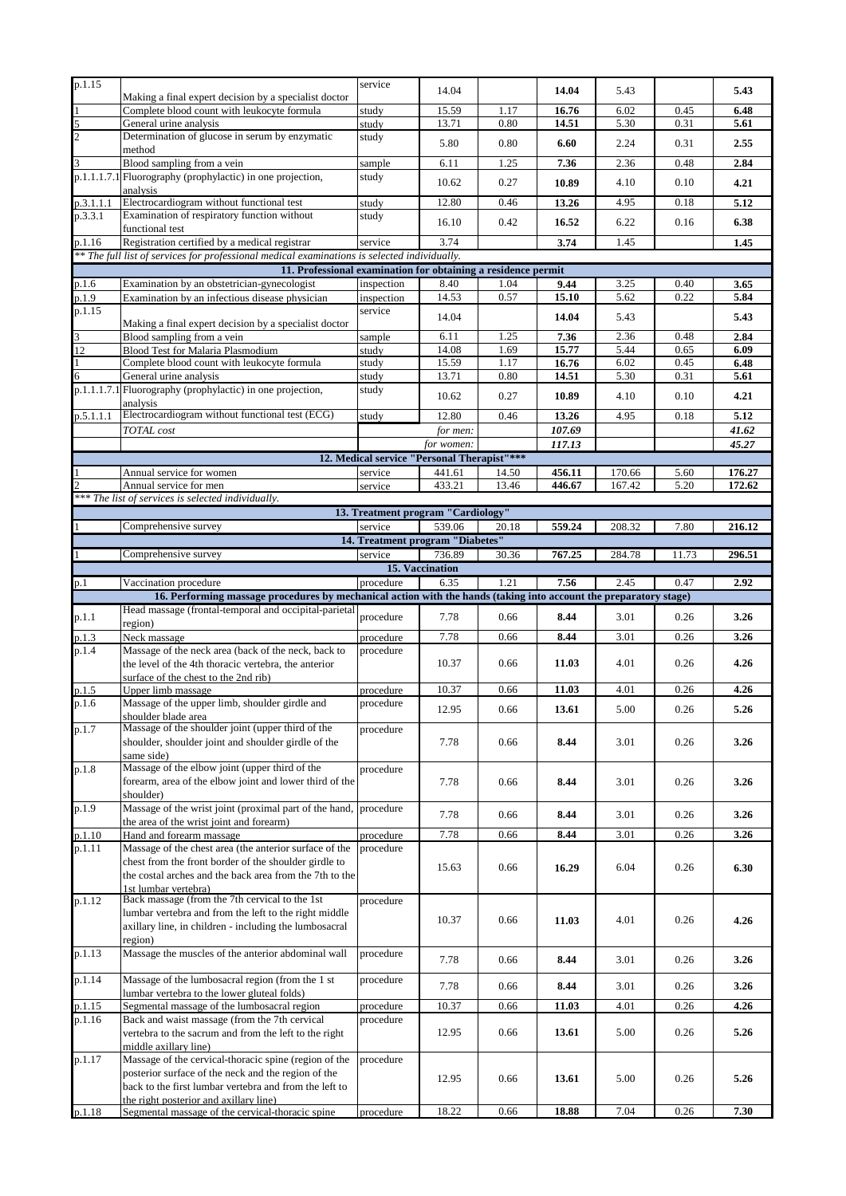| | | | | | | | | |
|---|---|---|---|---|---|---|---|---|
| p.1.15 | Making a final expert decision by a specialist doctor | service | 14.04 | | **14.04** | 5.43 | | **5.43** |
| 1 | Complete blood count with leukocyte formula | study | 15.59 | 1.17 | **16.76** | 6.02 | 0.45 | **6.48** |
| 5 | General urine analysis | study | 13.71 | 0.80 | **14.51** | 5.30 | 0.31 | **5.61** |
| 2 | Determination of glucose in serum by enzymatic method | study | 5.80 | 0.80 | **6.60** | 2.24 | 0.31 | **2.55** |
| 3 | Blood sampling from a vein | sample | 6.11 | 1.25 | **7.36** | 2.36 | 0.48 | **2.84** |
| p.1.1.7.1 | Fluorography (prophylactic) in one projection, analysis | study | 10.62 | 0.27 | **10.89** | 4.10 | 0.10 | **4.21** |
| p.3.1.1.1 | Electrocardiogram without functional test | study | 12.80 | 0.46 | **13.26** | 4.95 | 0.18 | **5.12** |
| p.3.3.1 | Examination of respiratory function without functional test | study | 16.10 | 0.42 | **16.52** | 6.22 | 0.16 | **6.38** |
| p.1.16 | Registration certified by a medical registrar | service | 3.74 | | **3.74** | 1.45 | | **1.45** |
| *** The full list of services for professional medical examinations is selected individually.* | | | | | | | | |
| **11. Professional examination for obtaining a residence permit** | | | | | | | | |
| p.1.6 | Examination by an obstetrician-gynecologist | inspection | 8.40 | 1.04 | **9.44** | 3.25 | 0.40 | **3.65** |
| p.1.9 | Examination by an infectious disease physician | inspection | 14.53 | 0.57 | **15.10** | 5.62 | 0.22 | **5.84** |
| p.1.15 | Making a final expert decision by a specialist doctor | service | 14.04 | | **14.04** | 5.43 | | **5.43** |
| 3 | Blood sampling from a vein | sample | 6.11 | 1.25 | **7.36** | 2.36 | 0.48 | **2.84** |
| 12 | Blood Test for Malaria Plasmodium | study | 14.08 | 1.69 | **15.77** | 5.44 | 0.65 | **6.09** |
| 1 | Complete blood count with leukocyte formula | study | 15.59 | 1.17 | **16.76** | 6.02 | 0.45 | **6.48** |
| 6 | General urine analysis | study | 13.71 | 0.80 | **14.51** | 5.30 | 0.31 | **5.61** |
| p.1.1.7.1 | Fluorography (prophylactic) in one projection, analysis | study | 10.62 | 0.27 | **10.89** | 4.10 | 0.10 | **4.21** |
| p.5.1.1.1 | Electrocardiogram without functional test (ECG) | study | 12.80 | 0.46 | **13.26** | 4.95 | 0.18 | **5.12** |
| | *TOTAL cost* | | *for men:* | | ***107.69*** | | | ***41.62*** |
| | | | *for women:* | | ***117.13*** | | | ***45.27*** |
| **12. Medical service "Personal Therapist"***** | | | | | | | | |
| 1 | Annual service for women | service | 441.61 | 14.50 | **456.11** | 170.66 | 5.60 | **176.27** |
| 2 | Annual service for men | service | 433.21 | 13.46 | **446.67** | 167.42 | 5.20 | **172.62** |
| **** The list of services is selected individually.* | | | | | | | | |
| **13. Treatment program "Cardiology"** | | | | | | | | |
| 1 | Comprehensive survey | service | 539.06 | 20.18 | **559.24** | 208.32 | 7.80 | **216.12** |
| **14. Treatment program "Diabetes"** | | | | | | | | |
| 1 | Comprehensive survey | service | 736.89 | 30.36 | **767.25** | 284.78 | 11.73 | **296.51** |
| **15. Vaccination** | | | | | | | | |
| p.1 | Vaccination procedure | procedure | 6.35 | 1.21 | **7.56** | 2.45 | 0.47 | **2.92** |
| **16. Performing massage procedures by mechanical action with the hands (taking into account the preparatory stage)** | | | | | | | | |
| p.1.1 | Head massage (frontal-temporal and occipital-parietal region) | procedure | 7.78 | 0.66 | **8.44** | 3.01 | 0.26 | **3.26** |
| p.1.3 | Neck massage | procedure | 7.78 | 0.66 | **8.44** | 3.01 | 0.26 | **3.26** |
| p.1.4 | Massage of the neck area (back of the neck, back to the level of the 4th thoracic vertebra, the anterior surface of the chest to the 2nd rib) | procedure | 10.37 | 0.66 | **11.03** | 4.01 | 0.26 | **4.26** |
| p.1.5 | Upper limb massage | procedure | 10.37 | 0.66 | **11.03** | 4.01 | 0.26 | **4.26** |
| p.1.6 | Massage of the upper limb, shoulder girdle and shoulder blade area | procedure | 12.95 | 0.66 | **13.61** | 5.00 | 0.26 | **5.26** |
| p.1.7 | Massage of the shoulder joint (upper third of the shoulder, shoulder joint and shoulder girdle of the same side) | procedure | 7.78 | 0.66 | **8.44** | 3.01 | 0.26 | **3.26** |
| p.1.8 | Massage of the elbow joint (upper third of the forearm, area of the elbow joint and lower third of the shoulder) | procedure | 7.78 | 0.66 | **8.44** | 3.01 | 0.26 | **3.26** |
| p.1.9 | Massage of the wrist joint (proximal part of the hand, the area of the wrist joint and forearm) | procedure | 7.78 | 0.66 | **8.44** | 3.01 | 0.26 | **3.26** |
| p.1.10 | Hand and forearm massage | procedure | 7.78 | 0.66 | **8.44** | 3.01 | 0.26 | **3.26** |
| p.1.11 | Massage of the chest area (the anterior surface of the chest from the front border of the shoulder girdle to the costal arches and the back area from the 7th to the 1st lumbar vertebra) | procedure | 15.63 | 0.66 | **16.29** | 6.04 | 0.26 | **6.30** |
| p.1.12 | Back massage (from the 7th cervical to the 1st lumbar vertebra and from the left to the right middle axillary line, in children - including the lumbosacral region) | procedure | 10.37 | 0.66 | **11.03** | 4.01 | 0.26 | **4.26** |
| p.1.13 | Massage the muscles of the anterior abdominal wall | procedure | 7.78 | 0.66 | **8.44** | 3.01 | 0.26 | **3.26** |
| p.1.14 | Massage of the lumbosacral region (from the 1 st lumbar vertebra to the lower gluteal folds) | procedure | 7.78 | 0.66 | **8.44** | 3.01 | 0.26 | **3.26** |
| p.1.15 | Segmental massage of the lumbosacral region | procedure | 10.37 | 0.66 | **11.03** | 4.01 | 0.26 | **4.26** |
| p.1.16 | Back and waist massage (from the 7th cervical vertebra to the sacrum and from the left to the right middle axillary line) | procedure | 12.95 | 0.66 | **13.61** | 5.00 | 0.26 | **5.26** |
| p.1.17 | Massage of the cervical-thoracic spine (region of the posterior surface of the neck and the region of the back to the first lumbar vertebra and from the left to the right posterior and axillary line) | procedure | 12.95 | 0.66 | **13.61** | 5.00 | 0.26 | **5.26** |
| p.1.18 | Segmental massage of the cervical-thoracic spine | procedure | 18.22 | 0.66 | **18.88** | 7.04 | 0.26 | **7.30** |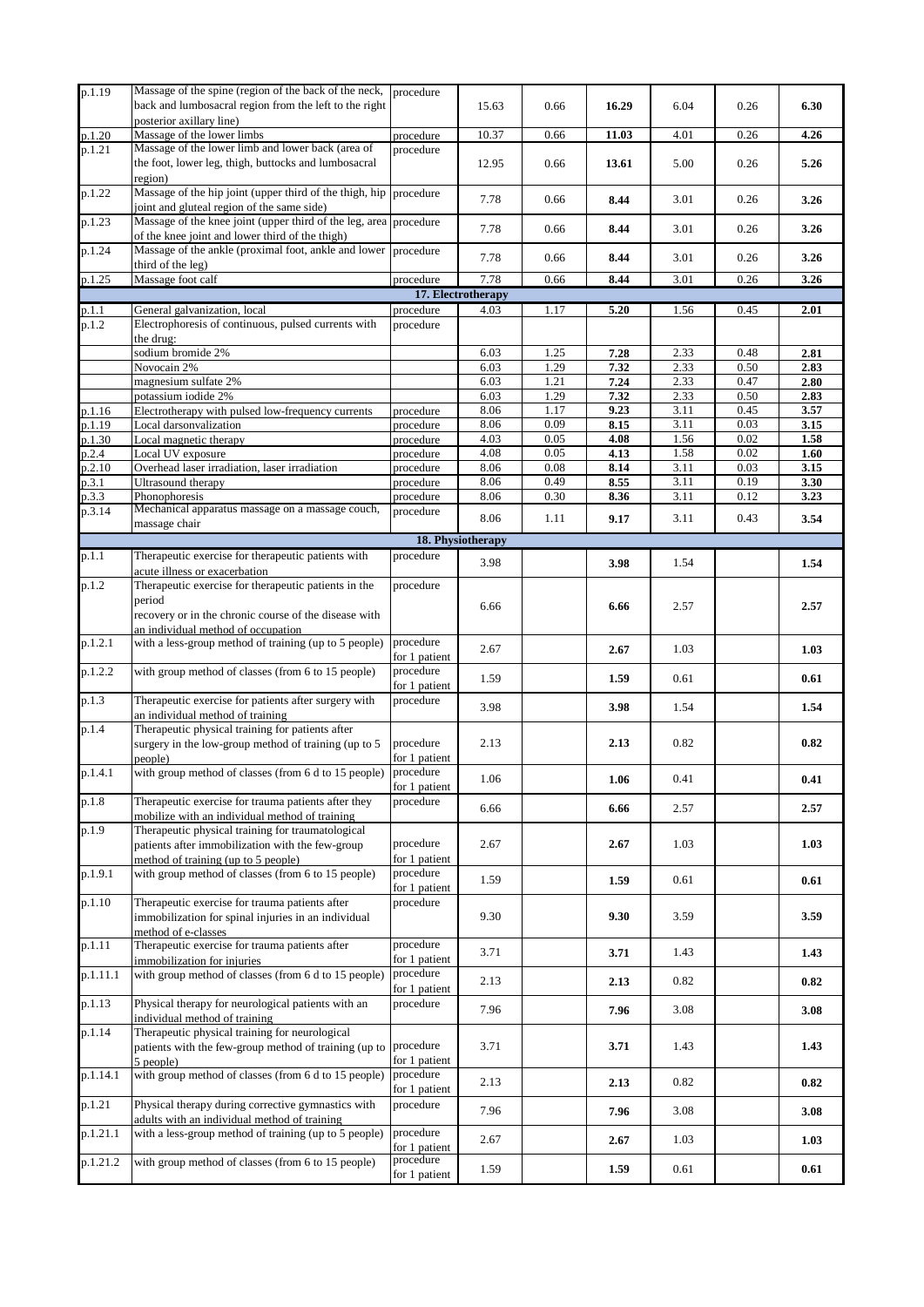| | | | | | | | | |
|---|---|---|---|---|---|---|---|---|
| p.1.19 | Massage of the spine (region of the back of the neck, back and lumbosacral region from the left to the right posterior axillary line) | procedure | 15.63 | 0.66 | **16.29** | 6.04 | 0.26 | **6.30** |
| p.1.20 | Massage of the lower limbs | procedure | 10.37 | 0.66 | **11.03** | 4.01 | 0.26 | **4.26** |
| p.1.21 | Massage of the lower limb and lower back (area of the foot, lower leg, thigh, buttocks and lumbosacral region) | procedure | 12.95 | 0.66 | **13.61** | 5.00 | 0.26 | **5.26** |
| p.1.22 | Massage of the hip joint (upper third of the thigh, hip joint and gluteal region of the same side) | procedure | 7.78 | 0.66 | **8.44** | 3.01 | 0.26 | **3.26** |
| p.1.23 | Massage of the knee joint (upper third of the leg, area of the knee joint and lower third of the thigh) | procedure | 7.78 | 0.66 | **8.44** | 3.01 | 0.26 | **3.26** |
| p.1.24 | Massage of the ankle (proximal foot, ankle and lower third of the leg) | procedure | 7.78 | 0.66 | **8.44** | 3.01 | 0.26 | **3.26** |
| p.1.25 | Massage foot calf | procedure | 7.78 | 0.66 | **8.44** | 3.01 | 0.26 | **3.26** |
| | | | **17. Electrotherapy** | | | | | |
| p.1.1 | General galvanization, local | procedure | 4.03 | 1.17 | **5.20** | 1.56 | 0.45 | **2.01** |
| p.1.2 | Electrophoresis of continuous, pulsed currents with the drug: | procedure | | | | | | |
| | sodium bromide 2% | | 6.03 | 1.25 | **7.28** | 2.33 | 0.48 | **2.81** |
| | Novocain 2% | | 6.03 | 1.29 | **7.32** | 2.33 | 0.50 | **2.83** |
| | magnesium sulfate 2% | | 6.03 | 1.21 | **7.24** | 2.33 | 0.47 | **2.80** |
| | potassium iodide 2% | | 6.03 | 1.29 | **7.32** | 2.33 | 0.50 | **2.83** |
| p.1.16 | Electrotherapy with pulsed low-frequency currents | procedure | 8.06 | 1.17 | **9.23** | 3.11 | 0.45 | **3.57** |
| p.1.19 | Local darsonvalization | procedure | 8.06 | 0.09 | **8.15** | 3.11 | 0.03 | **3.15** |
| p.1.30 | Local magnetic therapy | procedure | 4.03 | 0.05 | **4.08** | 1.56 | 0.02 | **1.58** |
| p.2.4 | Local UV exposure | procedure | 4.08 | 0.05 | **4.13** | 1.58 | 0.02 | **1.60** |
| p.2.10 | Overhead laser irradiation, laser irradiation | procedure | 8.06 | 0.08 | **8.14** | 3.11 | 0.03 | **3.15** |
| p.3.1 | Ultrasound therapy | procedure | 8.06 | 0.49 | **8.55** | 3.11 | 0.19 | **3.30** |
| p.3.3 | Phonophoresis | procedure | 8.06 | 0.30 | **8.36** | 3.11 | 0.12 | **3.23** |
| p.3.14 | Mechanical apparatus massage on a massage couch, massage chair | procedure | 8.06 | 1.11 | **9.17** | 3.11 | 0.43 | **3.54** |
| | | | **18. Physiotherapy** | | | | | |
| p.1.1 | Therapeutic exercise for therapeutic patients with acute illness or exacerbation | procedure | 3.98 | | **3.98** | 1.54 | | **1.54** |
| p.1.2 | Therapeutic exercise for therapeutic patients in the period recovery or in the chronic course of the disease with an individual method of occupation | procedure | 6.66 | | **6.66** | 2.57 | | **2.57** |
| p.1.2.1 | with a less-group method of training (up to 5 people) | procedure for 1 patient | 2.67 | | **2.67** | 1.03 | | **1.03** |
| p.1.2.2 | with group method of classes (from 6 to 15 people) | procedure for 1 patient | 1.59 | | **1.59** | 0.61 | | **0.61** |
| p.1.3 | Therapeutic exercise for patients after surgery with an individual method of training | procedure | 3.98 | | **3.98** | 1.54 | | **1.54** |
| p.1.4 | Therapeutic physical training for patients after surgery in the low-group method of training (up to 5 people) | procedure for 1 patient | 2.13 | | **2.13** | 0.82 | | **0.82** |
| p.1.4.1 | with group method of classes (from 6 d to 15 people) | procedure for 1 patient | 1.06 | | **1.06** | 0.41 | | **0.41** |
| p.1.8 | Therapeutic exercise for trauma patients after they mobilize with an individual method of training | procedure | 6.66 | | **6.66** | 2.57 | | **2.57** |
| p.1.9 | Therapeutic physical training for traumatological patients after immobilization with the few-group method of training (up to 5 people) | procedure for 1 patient | 2.67 | | **2.67** | 1.03 | | **1.03** |
| p.1.9.1 | with group method of classes (from 6 to 15 people) | procedure for 1 patient | 1.59 | | **1.59** | 0.61 | | **0.61** |
| p.1.10 | Therapeutic exercise for trauma patients after immobilization for spinal injuries in an individual method of e-classes | procedure | 9.30 | | **9.30** | 3.59 | | **3.59** |
| p.1.11 | Therapeutic exercise for trauma patients after immobilization for injuries | procedure for 1 patient | 3.71 | | **3.71** | 1.43 | | **1.43** |
| p.1.11.1 | with group method of classes (from 6 d to 15 people) | procedure for 1 patient | 2.13 | | **2.13** | 0.82 | | **0.82** |
| p.1.13 | Physical therapy for neurological patients with an individual method of training | procedure | 7.96 | | **7.96** | 3.08 | | **3.08** |
| p.1.14 | Therapeutic physical training for neurological patients with the few-group method of training (up to 5 people) | procedure for 1 patient | 3.71 | | **3.71** | 1.43 | | **1.43** |
| p.1.14.1 | with group method of classes (from 6 d to 15 people) | procedure for 1 patient | 2.13 | | **2.13** | 0.82 | | **0.82** |
| p.1.21 | Physical therapy during corrective gymnastics with adults with an individual method of training | procedure | 7.96 | | **7.96** | 3.08 | | **3.08** |
| p.1.21.1 | with a less-group method of training (up to 5 people) | procedure for 1 patient | 2.67 | | **2.67** | 1.03 | | **1.03** |
| p.1.21.2 | with group method of classes (from 6 to 15 people) | procedure for 1 patient | 1.59 | | **1.59** | 0.61 | | **0.61** |